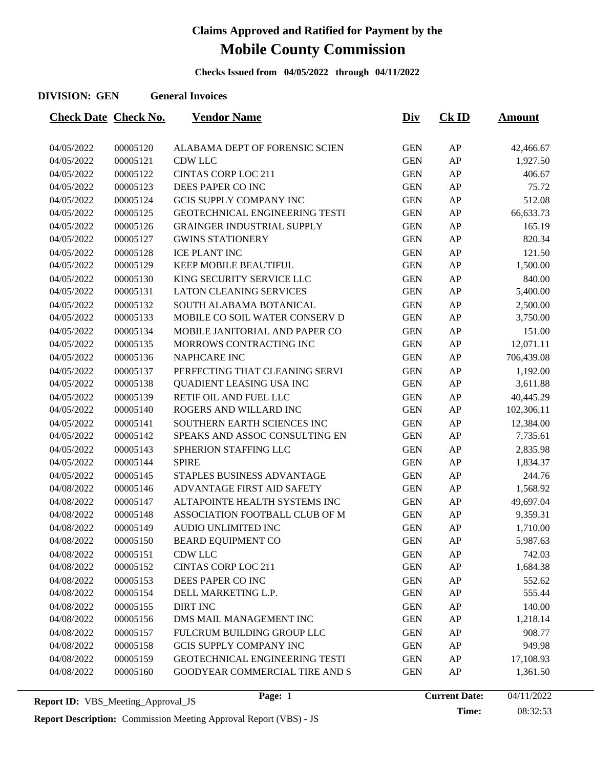# Claims Approved and Ratified for Payment by the

# Mobile County Commission

**Checks Issued from 04/05/2022 through 04/11/2022**

**DIVISION: GEN General Invoices**

| Check Date | Check No. | Vendor Name | Div | Ck ID | Amount |
|---|---|---|---|---|---|
| 04/05/2022 | 00005120 | ALABAMA DEPT OF FORENSIC SCIEN | GEN | AP | 42,466.67 |
| 04/05/2022 | 00005121 | CDW LLC | GEN | AP | 1,927.50 |
| 04/05/2022 | 00005122 | CINTAS CORP LOC 211 | GEN | AP | 406.67 |
| 04/05/2022 | 00005123 | DEES PAPER CO INC | GEN | AP | 75.72 |
| 04/05/2022 | 00005124 | GCIS SUPPLY COMPANY INC | GEN | AP | 512.08 |
| 04/05/2022 | 00005125 | GEOTECHNICAL ENGINEERING TESTI | GEN | AP | 66,633.73 |
| 04/05/2022 | 00005126 | GRAINGER INDUSTRIAL SUPPLY | GEN | AP | 165.19 |
| 04/05/2022 | 00005127 | GWINS STATIONERY | GEN | AP | 820.34 |
| 04/05/2022 | 00005128 | ICE PLANT INC | GEN | AP | 121.50 |
| 04/05/2022 | 00005129 | KEEP MOBILE BEAUTIFUL | GEN | AP | 1,500.00 |
| 04/05/2022 | 00005130 | KING SECURITY SERVICE LLC | GEN | AP | 840.00 |
| 04/05/2022 | 00005131 | LATON CLEANING SERVICES | GEN | AP | 5,400.00 |
| 04/05/2022 | 00005132 | SOUTH ALABAMA BOTANICAL | GEN | AP | 2,500.00 |
| 04/05/2022 | 00005133 | MOBILE CO SOIL WATER CONSERV D | GEN | AP | 3,750.00 |
| 04/05/2022 | 00005134 | MOBILE JANITORIAL AND PAPER CO | GEN | AP | 151.00 |
| 04/05/2022 | 00005135 | MORROWS CONTRACTING INC | GEN | AP | 12,071.11 |
| 04/05/2022 | 00005136 | NAPHCARE INC | GEN | AP | 706,439.08 |
| 04/05/2022 | 00005137 | PERFECTING THAT CLEANING SERVI | GEN | AP | 1,192.00 |
| 04/05/2022 | 00005138 | QUADIENT LEASING USA INC | GEN | AP | 3,611.88 |
| 04/05/2022 | 00005139 | RETIF OIL AND FUEL LLC | GEN | AP | 40,445.29 |
| 04/05/2022 | 00005140 | ROGERS AND WILLARD INC | GEN | AP | 102,306.11 |
| 04/05/2022 | 00005141 | SOUTHERN EARTH SCIENCES INC | GEN | AP | 12,384.00 |
| 04/05/2022 | 00005142 | SPEAKS AND ASSOC CONSULTING EN | GEN | AP | 7,735.61 |
| 04/05/2022 | 00005143 | SPHERION STAFFING LLC | GEN | AP | 2,835.98 |
| 04/05/2022 | 00005144 | SPIRE | GEN | AP | 1,834.37 |
| 04/05/2022 | 00005145 | STAPLES BUSINESS ADVANTAGE | GEN | AP | 244.76 |
| 04/08/2022 | 00005146 | ADVANTAGE FIRST AID SAFETY | GEN | AP | 1,568.92 |
| 04/08/2022 | 00005147 | ALTAPOINTE HEALTH SYSTEMS INC | GEN | AP | 49,697.04 |
| 04/08/2022 | 00005148 | ASSOCIATION FOOTBALL CLUB OF M | GEN | AP | 9,359.31 |
| 04/08/2022 | 00005149 | AUDIO UNLIMITED INC | GEN | AP | 1,710.00 |
| 04/08/2022 | 00005150 | BEARD EQUIPMENT CO | GEN | AP | 5,987.63 |
| 04/08/2022 | 00005151 | CDW LLC | GEN | AP | 742.03 |
| 04/08/2022 | 00005152 | CINTAS CORP LOC 211 | GEN | AP | 1,684.38 |
| 04/08/2022 | 00005153 | DEES PAPER CO INC | GEN | AP | 552.62 |
| 04/08/2022 | 00005154 | DELL MARKETING L.P. | GEN | AP | 555.44 |
| 04/08/2022 | 00005155 | DIRT INC | GEN | AP | 140.00 |
| 04/08/2022 | 00005156 | DMS MAIL MANAGEMENT INC | GEN | AP | 1,218.14 |
| 04/08/2022 | 00005157 | FULCRUM BUILDING GROUP LLC | GEN | AP | 908.77 |
| 04/08/2022 | 00005158 | GCIS SUPPLY COMPANY INC | GEN | AP | 949.98 |
| 04/08/2022 | 00005159 | GEOTECHNICAL ENGINEERING TESTI | GEN | AP | 17,108.93 |
| 04/08/2022 | 00005160 | GOODYEAR COMMERCIAL TIRE AND S | GEN | AP | 1,361.50 |

**Report ID:** VBS_Meeting_Approval_JS

**Report Description:** Commission Meeting Approval Report (VBS) - JS

**Current Date:** 04/11/2022

**Time:** 08:32:53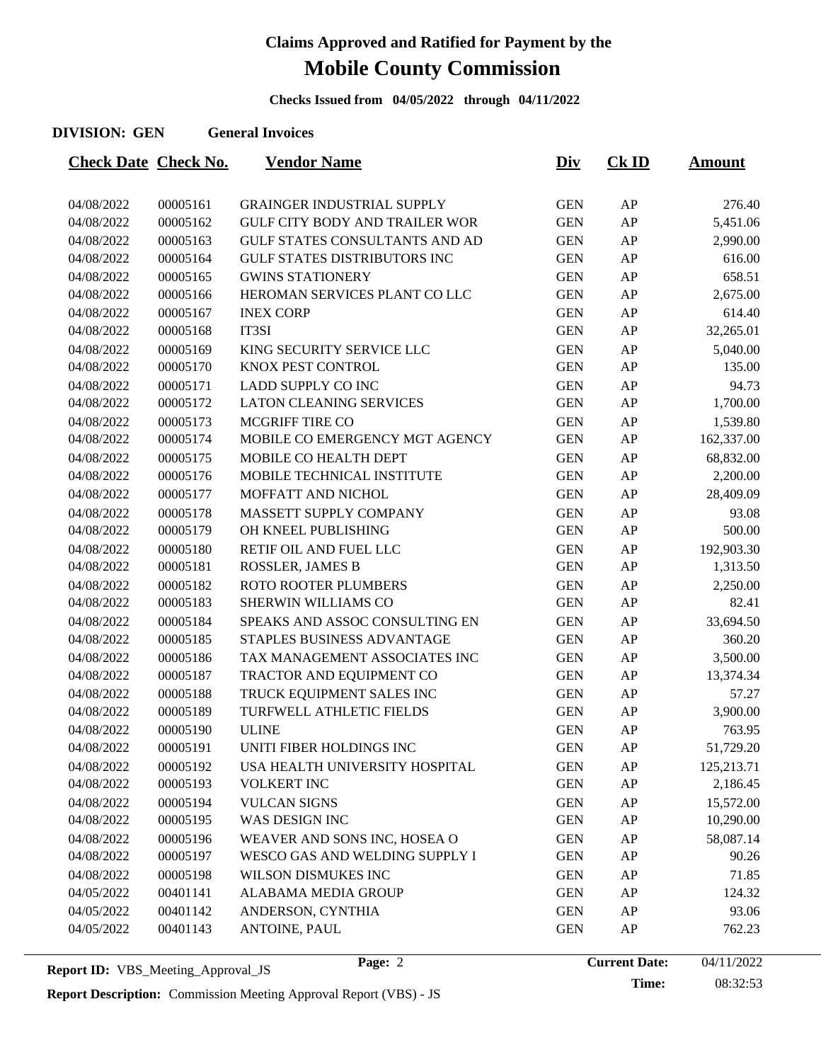# Claims Approved and Ratified for Payment by the

# Mobile County Commission

**Checks Issued from 04/05/2022 through 04/11/2022**

**DIVISION: GEN** **General Invoices**

| Check Date | Check No. | Vendor Name | Div | Ck ID | Amount |
|---|---|---|---|---|---|
| 04/08/2022 | 00005161 | GRAINGER INDUSTRIAL SUPPLY | GEN | AP | 276.40 |
| 04/08/2022 | 00005162 | GULF CITY BODY AND TRAILER WOR | GEN | AP | 5,451.06 |
| 04/08/2022 | 00005163 | GULF STATES CONSULTANTS AND AD | GEN | AP | 2,990.00 |
| 04/08/2022 | 00005164 | GULF STATES DISTRIBUTORS INC | GEN | AP | 616.00 |
| 04/08/2022 | 00005165 | GWINS STATIONERY | GEN | AP | 658.51 |
| 04/08/2022 | 00005166 | HEROMAN SERVICES PLANT CO LLC | GEN | AP | 2,675.00 |
| 04/08/2022 | 00005167 | INEX CORP | GEN | AP | 614.40 |
| 04/08/2022 | 00005168 | IT3SI | GEN | AP | 32,265.01 |
| 04/08/2022 | 00005169 | KING SECURITY SERVICE LLC | GEN | AP | 5,040.00 |
| 04/08/2022 | 00005170 | KNOX PEST CONTROL | GEN | AP | 135.00 |
| 04/08/2022 | 00005171 | LADD SUPPLY CO INC | GEN | AP | 94.73 |
| 04/08/2022 | 00005172 | LATON CLEANING SERVICES | GEN | AP | 1,700.00 |
| 04/08/2022 | 00005173 | MCGRIFF TIRE CO | GEN | AP | 1,539.80 |
| 04/08/2022 | 00005174 | MOBILE CO EMERGENCY MGT AGENCY | GEN | AP | 162,337.00 |
| 04/08/2022 | 00005175 | MOBILE CO HEALTH DEPT | GEN | AP | 68,832.00 |
| 04/08/2022 | 00005176 | MOBILE TECHNICAL INSTITUTE | GEN | AP | 2,200.00 |
| 04/08/2022 | 00005177 | MOFFATT AND NICHOL | GEN | AP | 28,409.09 |
| 04/08/2022 | 00005178 | MASSETT SUPPLY COMPANY | GEN | AP | 93.08 |
| 04/08/2022 | 00005179 | OH KNEEL PUBLISHING | GEN | AP | 500.00 |
| 04/08/2022 | 00005180 | RETIF OIL AND FUEL LLC | GEN | AP | 192,903.30 |
| 04/08/2022 | 00005181 | ROSSLER, JAMES B | GEN | AP | 1,313.50 |
| 04/08/2022 | 00005182 | ROTO ROOTER PLUMBERS | GEN | AP | 2,250.00 |
| 04/08/2022 | 00005183 | SHERWIN WILLIAMS CO | GEN | AP | 82.41 |
| 04/08/2022 | 00005184 | SPEAKS AND ASSOC CONSULTING EN | GEN | AP | 33,694.50 |
| 04/08/2022 | 00005185 | STAPLES BUSINESS ADVANTAGE | GEN | AP | 360.20 |
| 04/08/2022 | 00005186 | TAX MANAGEMENT ASSOCIATES INC | GEN | AP | 3,500.00 |
| 04/08/2022 | 00005187 | TRACTOR AND EQUIPMENT CO | GEN | AP | 13,374.34 |
| 04/08/2022 | 00005188 | TRUCK EQUIPMENT SALES INC | GEN | AP | 57.27 |
| 04/08/2022 | 00005189 | TURFWELL ATHLETIC FIELDS | GEN | AP | 3,900.00 |
| 04/08/2022 | 00005190 | ULINE | GEN | AP | 763.95 |
| 04/08/2022 | 00005191 | UNITI FIBER HOLDINGS INC | GEN | AP | 51,729.20 |
| 04/08/2022 | 00005192 | USA HEALTH UNIVERSITY HOSPITAL | GEN | AP | 125,213.71 |
| 04/08/2022 | 00005193 | VOLKERT INC | GEN | AP | 2,186.45 |
| 04/08/2022 | 00005194 | VULCAN SIGNS | GEN | AP | 15,572.00 |
| 04/08/2022 | 00005195 | WAS DESIGN INC | GEN | AP | 10,290.00 |
| 04/08/2022 | 00005196 | WEAVER AND SONS INC, HOSEA O | GEN | AP | 58,087.14 |
| 04/08/2022 | 00005197 | WESCO GAS AND WELDING SUPPLY I | GEN | AP | 90.26 |
| 04/08/2022 | 00005198 | WILSON DISMUKES INC | GEN | AP | 71.85 |
| 04/05/2022 | 00401141 | ALABAMA MEDIA GROUP | GEN | AP | 124.32 |
| 04/05/2022 | 00401142 | ANDERSON, CYNTHIA | GEN | AP | 93.06 |
| 04/05/2022 | 00401143 | ANTOINE, PAUL | GEN | AP | 762.23 |

**Report ID:** VBS_Meeting_Approval_JS

**Report Description:** Commission Meeting Approval Report (VBS) - JS

**Current Date:** 04/11/2022

**Time:** 08:32:53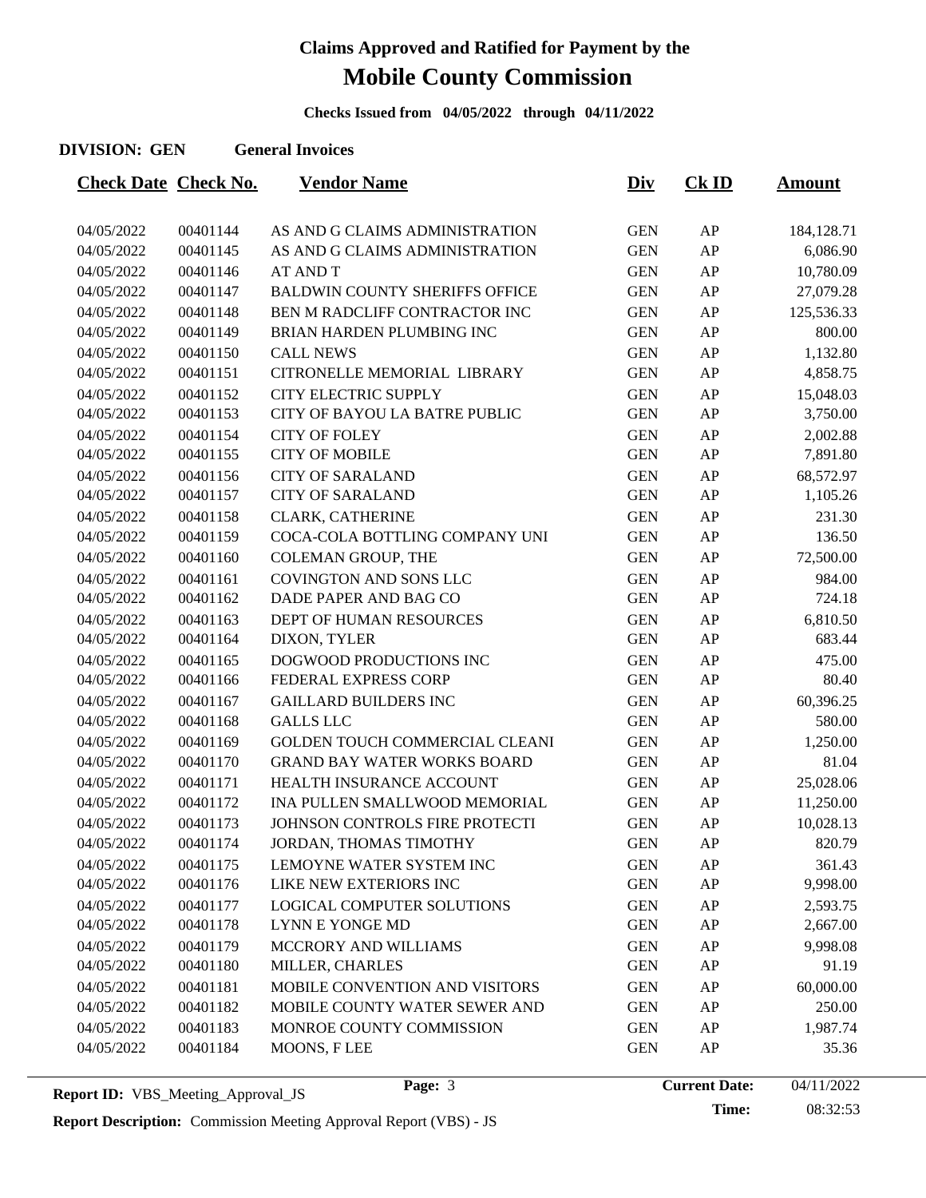# Claims Approved and Ratified for Payment by the

# Mobile County Commission

**Checks Issued from 04/05/2022 through 04/11/2022**

**DIVISION: GEN** **General Invoices**

| Check Date | Check No. | Vendor Name | Div | Ck ID | Amount |
|---|---|---|---|---|---|
| 04/05/2022 | 00401144 | AS AND G CLAIMS ADMINISTRATION | GEN | AP | 184,128.71 |
| 04/05/2022 | 00401145 | AS AND G CLAIMS ADMINISTRATION | GEN | AP | 6,086.90 |
| 04/05/2022 | 00401146 | AT AND T | GEN | AP | 10,780.09 |
| 04/05/2022 | 00401147 | BALDWIN COUNTY SHERIFFS OFFICE | GEN | AP | 27,079.28 |
| 04/05/2022 | 00401148 | BEN M RADCLIFF CONTRACTOR INC | GEN | AP | 125,536.33 |
| 04/05/2022 | 00401149 | BRIAN HARDEN PLUMBING INC | GEN | AP | 800.00 |
| 04/05/2022 | 00401150 | CALL NEWS | GEN | AP | 1,132.80 |
| 04/05/2022 | 00401151 | CITRONELLE MEMORIAL LIBRARY | GEN | AP | 4,858.75 |
| 04/05/2022 | 00401152 | CITY ELECTRIC SUPPLY | GEN | AP | 15,048.03 |
| 04/05/2022 | 00401153 | CITY OF BAYOU LA BATRE PUBLIC | GEN | AP | 3,750.00 |
| 04/05/2022 | 00401154 | CITY OF FOLEY | GEN | AP | 2,002.88 |
| 04/05/2022 | 00401155 | CITY OF MOBILE | GEN | AP | 7,891.80 |
| 04/05/2022 | 00401156 | CITY OF SARALAND | GEN | AP | 68,572.97 |
| 04/05/2022 | 00401157 | CITY OF SARALAND | GEN | AP | 1,105.26 |
| 04/05/2022 | 00401158 | CLARK, CATHERINE | GEN | AP | 231.30 |
| 04/05/2022 | 00401159 | COCA-COLA BOTTLING COMPANY UNI | GEN | AP | 136.50 |
| 04/05/2022 | 00401160 | COLEMAN GROUP, THE | GEN | AP | 72,500.00 |
| 04/05/2022 | 00401161 | COVINGTON AND SONS LLC | GEN | AP | 984.00 |
| 04/05/2022 | 00401162 | DADE PAPER AND BAG CO | GEN | AP | 724.18 |
| 04/05/2022 | 00401163 | DEPT OF HUMAN RESOURCES | GEN | AP | 6,810.50 |
| 04/05/2022 | 00401164 | DIXON, TYLER | GEN | AP | 683.44 |
| 04/05/2022 | 00401165 | DOGWOOD PRODUCTIONS INC | GEN | AP | 475.00 |
| 04/05/2022 | 00401166 | FEDERAL EXPRESS CORP | GEN | AP | 80.40 |
| 04/05/2022 | 00401167 | GAILLARD BUILDERS INC | GEN | AP | 60,396.25 |
| 04/05/2022 | 00401168 | GALLS LLC | GEN | AP | 580.00 |
| 04/05/2022 | 00401169 | GOLDEN TOUCH COMMERCIAL CLEANI | GEN | AP | 1,250.00 |
| 04/05/2022 | 00401170 | GRAND BAY WATER WORKS BOARD | GEN | AP | 81.04 |
| 04/05/2022 | 00401171 | HEALTH INSURANCE ACCOUNT | GEN | AP | 25,028.06 |
| 04/05/2022 | 00401172 | INA PULLEN SMALLWOOD MEMORIAL | GEN | AP | 11,250.00 |
| 04/05/2022 | 00401173 | JOHNSON CONTROLS FIRE PROTECTI | GEN | AP | 10,028.13 |
| 04/05/2022 | 00401174 | JORDAN, THOMAS TIMOTHY | GEN | AP | 820.79 |
| 04/05/2022 | 00401175 | LEMOYNE WATER SYSTEM INC | GEN | AP | 361.43 |
| 04/05/2022 | 00401176 | LIKE NEW EXTERIORS INC | GEN | AP | 9,998.00 |
| 04/05/2022 | 00401177 | LOGICAL COMPUTER SOLUTIONS | GEN | AP | 2,593.75 |
| 04/05/2022 | 00401178 | LYNN E YONGE MD | GEN | AP | 2,667.00 |
| 04/05/2022 | 00401179 | MCCRORY AND WILLIAMS | GEN | AP | 9,998.08 |
| 04/05/2022 | 00401180 | MILLER, CHARLES | GEN | AP | 91.19 |
| 04/05/2022 | 00401181 | MOBILE CONVENTION AND VISITORS | GEN | AP | 60,000.00 |
| 04/05/2022 | 00401182 | MOBILE COUNTY WATER SEWER AND | GEN | AP | 250.00 |
| 04/05/2022 | 00401183 | MONROE COUNTY COMMISSION | GEN | AP | 1,987.74 |
| 04/05/2022 | 00401184 | MOONS, F LEE | GEN | AP | 35.36 |

**Report ID:** VBS_Meeting_Approval_JS

**Current Date:** 04/11/2022

**Time:** 08:32:53

**Report Description:** Commission Meeting Approval Report (VBS) - JS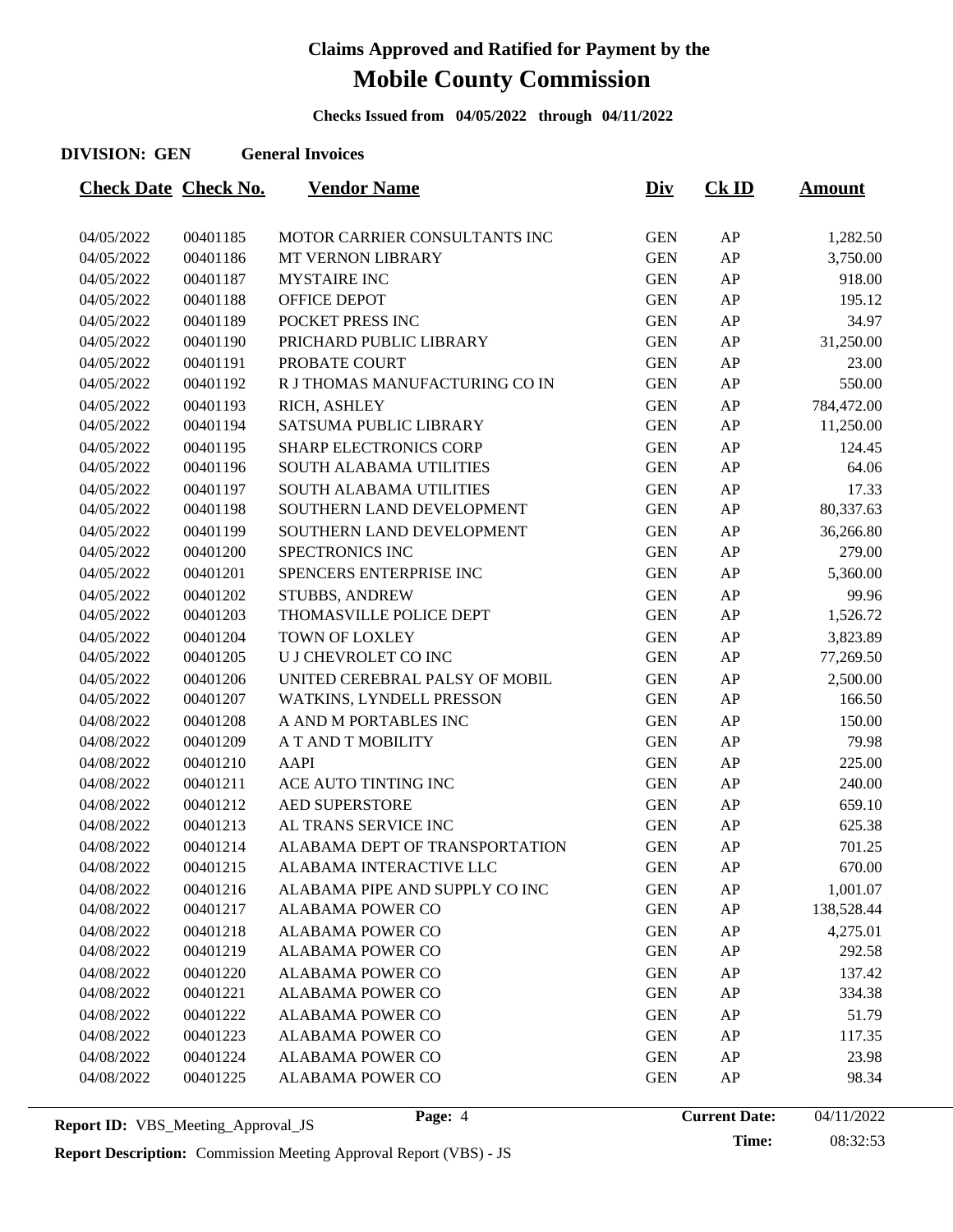# Claims Approved and Ratified for Payment by the

# Mobile County Commission

**Checks Issued from 04/05/2022 through 04/11/2022**

**DIVISION: GEN** **General Invoices**

| Check Date | Check No. | Vendor Name | Div | Ck ID | Amount |
|---|---|---|---|---|---|
| 04/05/2022 | 00401185 | MOTOR CARRIER CONSULTANTS INC | GEN | AP | 1,282.50 |
| 04/05/2022 | 00401186 | MT VERNON LIBRARY | GEN | AP | 3,750.00 |
| 04/05/2022 | 00401187 | MYSTAIRE INC | GEN | AP | 918.00 |
| 04/05/2022 | 00401188 | OFFICE DEPOT | GEN | AP | 195.12 |
| 04/05/2022 | 00401189 | POCKET PRESS INC | GEN | AP | 34.97 |
| 04/05/2022 | 00401190 | PRICHARD PUBLIC LIBRARY | GEN | AP | 31,250.00 |
| 04/05/2022 | 00401191 | PROBATE COURT | GEN | AP | 23.00 |
| 04/05/2022 | 00401192 | R J THOMAS MANUFACTURING CO IN | GEN | AP | 550.00 |
| 04/05/2022 | 00401193 | RICH, ASHLEY | GEN | AP | 784,472.00 |
| 04/05/2022 | 00401194 | SATSUMA PUBLIC LIBRARY | GEN | AP | 11,250.00 |
| 04/05/2022 | 00401195 | SHARP ELECTRONICS CORP | GEN | AP | 124.45 |
| 04/05/2022 | 00401196 | SOUTH ALABAMA UTILITIES | GEN | AP | 64.06 |
| 04/05/2022 | 00401197 | SOUTH ALABAMA UTILITIES | GEN | AP | 17.33 |
| 04/05/2022 | 00401198 | SOUTHERN LAND DEVELOPMENT | GEN | AP | 80,337.63 |
| 04/05/2022 | 00401199 | SOUTHERN LAND DEVELOPMENT | GEN | AP | 36,266.80 |
| 04/05/2022 | 00401200 | SPECTRONICS INC | GEN | AP | 279.00 |
| 04/05/2022 | 00401201 | SPENCERS ENTERPRISE INC | GEN | AP | 5,360.00 |
| 04/05/2022 | 00401202 | STUBBS, ANDREW | GEN | AP | 99.96 |
| 04/05/2022 | 00401203 | THOMASVILLE POLICE DEPT | GEN | AP | 1,526.72 |
| 04/05/2022 | 00401204 | TOWN OF LOXLEY | GEN | AP | 3,823.89 |
| 04/05/2022 | 00401205 | U J CHEVROLET CO INC | GEN | AP | 77,269.50 |
| 04/05/2022 | 00401206 | UNITED CEREBRAL PALSY OF MOBIL | GEN | AP | 2,500.00 |
| 04/05/2022 | 00401207 | WATKINS, LYNDELL PRESSON | GEN | AP | 166.50 |
| 04/08/2022 | 00401208 | A AND M PORTABLES INC | GEN | AP | 150.00 |
| 04/08/2022 | 00401209 | A T AND T MOBILITY | GEN | AP | 79.98 |
| 04/08/2022 | 00401210 | AAPI | GEN | AP | 225.00 |
| 04/08/2022 | 00401211 | ACE AUTO TINTING INC | GEN | AP | 240.00 |
| 04/08/2022 | 00401212 | AED SUPERSTORE | GEN | AP | 659.10 |
| 04/08/2022 | 00401213 | AL TRANS SERVICE INC | GEN | AP | 625.38 |
| 04/08/2022 | 00401214 | ALABAMA DEPT OF TRANSPORTATION | GEN | AP | 701.25 |
| 04/08/2022 | 00401215 | ALABAMA INTERACTIVE LLC | GEN | AP | 670.00 |
| 04/08/2022 | 00401216 | ALABAMA PIPE AND SUPPLY CO INC | GEN | AP | 1,001.07 |
| 04/08/2022 | 00401217 | ALABAMA POWER CO | GEN | AP | 138,528.44 |
| 04/08/2022 | 00401218 | ALABAMA POWER CO | GEN | AP | 4,275.01 |
| 04/08/2022 | 00401219 | ALABAMA POWER CO | GEN | AP | 292.58 |
| 04/08/2022 | 00401220 | ALABAMA POWER CO | GEN | AP | 137.42 |
| 04/08/2022 | 00401221 | ALABAMA POWER CO | GEN | AP | 334.38 |
| 04/08/2022 | 00401222 | ALABAMA POWER CO | GEN | AP | 51.79 |
| 04/08/2022 | 00401223 | ALABAMA POWER CO | GEN | AP | 117.35 |
| 04/08/2022 | 00401224 | ALABAMA POWER CO | GEN | AP | 23.98 |
| 04/08/2022 | 00401225 | ALABAMA POWER CO | GEN | AP | 98.34 |

**Report ID:** VBS_Meeting_Approval_JS

**Current Date:** 04/11/2022

**Time:** 08:32:53

**Report Description:** Commission Meeting Approval Report (VBS) - JS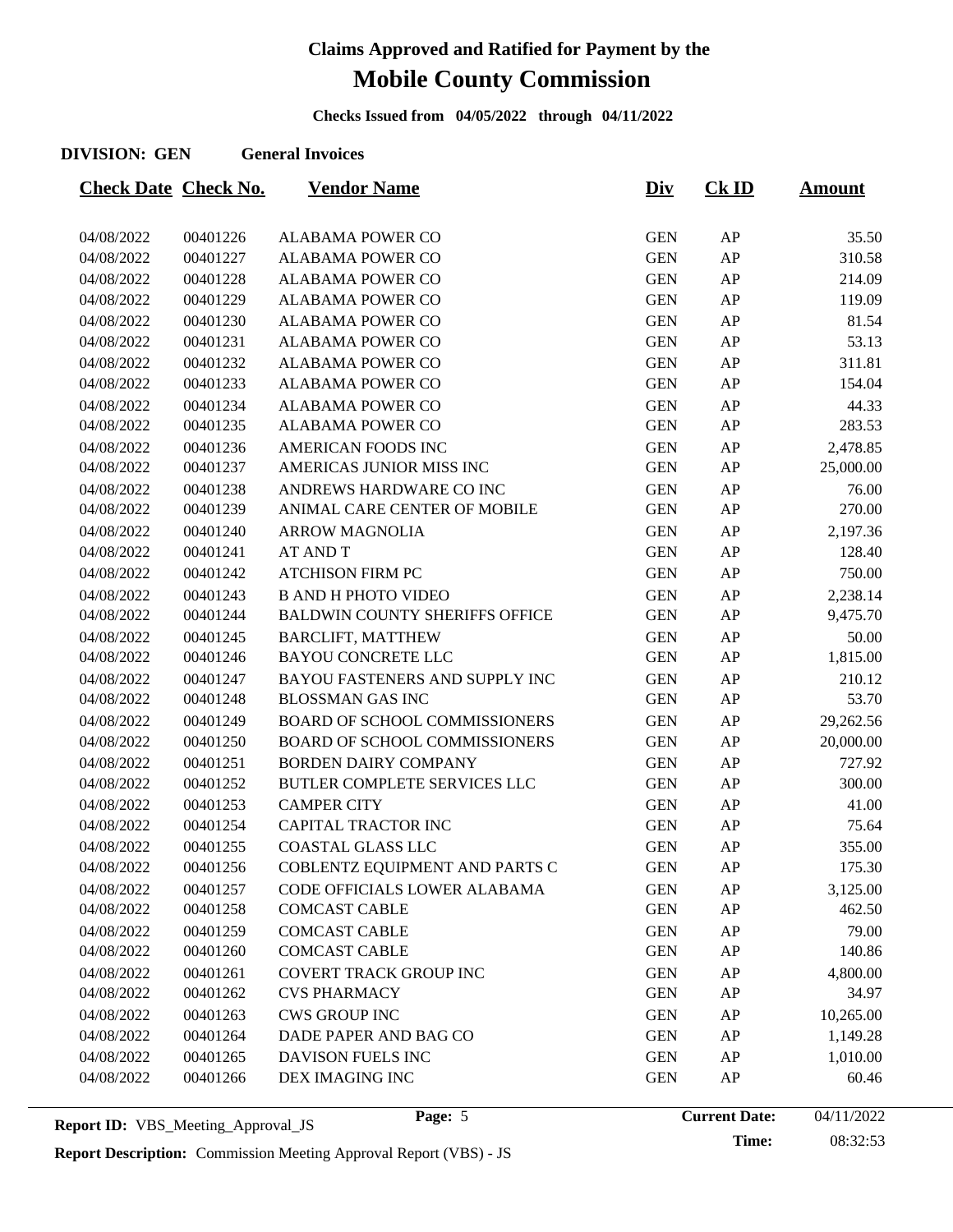# Claims Approved and Ratified for Payment by the

# Mobile County Commission

**Checks Issued from 04/05/2022 through 04/11/2022**

**DIVISION: GEN** **General Invoices**

| Check Date | Check No. | Vendor Name | Div | Ck ID | Amount |
|---|---|---|---|---|---|
| 04/08/2022 | 00401226 | ALABAMA POWER CO | GEN | AP | 35.50 |
| 04/08/2022 | 00401227 | ALABAMA POWER CO | GEN | AP | 310.58 |
| 04/08/2022 | 00401228 | ALABAMA POWER CO | GEN | AP | 214.09 |
| 04/08/2022 | 00401229 | ALABAMA POWER CO | GEN | AP | 119.09 |
| 04/08/2022 | 00401230 | ALABAMA POWER CO | GEN | AP | 81.54 |
| 04/08/2022 | 00401231 | ALABAMA POWER CO | GEN | AP | 53.13 |
| 04/08/2022 | 00401232 | ALABAMA POWER CO | GEN | AP | 311.81 |
| 04/08/2022 | 00401233 | ALABAMA POWER CO | GEN | AP | 154.04 |
| 04/08/2022 | 00401234 | ALABAMA POWER CO | GEN | AP | 44.33 |
| 04/08/2022 | 00401235 | ALABAMA POWER CO | GEN | AP | 283.53 |
| 04/08/2022 | 00401236 | AMERICAN FOODS INC | GEN | AP | 2,478.85 |
| 04/08/2022 | 00401237 | AMERICAS JUNIOR MISS INC | GEN | AP | 25,000.00 |
| 04/08/2022 | 00401238 | ANDREWS HARDWARE CO INC | GEN | AP | 76.00 |
| 04/08/2022 | 00401239 | ANIMAL CARE CENTER OF MOBILE | GEN | AP | 270.00 |
| 04/08/2022 | 00401240 | ARROW MAGNOLIA | GEN | AP | 2,197.36 |
| 04/08/2022 | 00401241 | AT AND T | GEN | AP | 128.40 |
| 04/08/2022 | 00401242 | ATCHISON FIRM PC | GEN | AP | 750.00 |
| 04/08/2022 | 00401243 | B AND H PHOTO VIDEO | GEN | AP | 2,238.14 |
| 04/08/2022 | 00401244 | BALDWIN COUNTY SHERIFFS OFFICE | GEN | AP | 9,475.70 |
| 04/08/2022 | 00401245 | BARCLIFT, MATTHEW | GEN | AP | 50.00 |
| 04/08/2022 | 00401246 | BAYOU CONCRETE LLC | GEN | AP | 1,815.00 |
| 04/08/2022 | 00401247 | BAYOU FASTENERS AND SUPPLY INC | GEN | AP | 210.12 |
| 04/08/2022 | 00401248 | BLOSSMAN GAS INC | GEN | AP | 53.70 |
| 04/08/2022 | 00401249 | BOARD OF SCHOOL COMMISSIONERS | GEN | AP | 29,262.56 |
| 04/08/2022 | 00401250 | BOARD OF SCHOOL COMMISSIONERS | GEN | AP | 20,000.00 |
| 04/08/2022 | 00401251 | BORDEN DAIRY COMPANY | GEN | AP | 727.92 |
| 04/08/2022 | 00401252 | BUTLER COMPLETE SERVICES LLC | GEN | AP | 300.00 |
| 04/08/2022 | 00401253 | CAMPER CITY | GEN | AP | 41.00 |
| 04/08/2022 | 00401254 | CAPITAL TRACTOR INC | GEN | AP | 75.64 |
| 04/08/2022 | 00401255 | COASTAL GLASS LLC | GEN | AP | 355.00 |
| 04/08/2022 | 00401256 | COBLENTZ EQUIPMENT AND PARTS C | GEN | AP | 175.30 |
| 04/08/2022 | 00401257 | CODE OFFICIALS LOWER ALABAMA | GEN | AP | 3,125.00 |
| 04/08/2022 | 00401258 | COMCAST CABLE | GEN | AP | 462.50 |
| 04/08/2022 | 00401259 | COMCAST CABLE | GEN | AP | 79.00 |
| 04/08/2022 | 00401260 | COMCAST CABLE | GEN | AP | 140.86 |
| 04/08/2022 | 00401261 | COVERT TRACK GROUP INC | GEN | AP | 4,800.00 |
| 04/08/2022 | 00401262 | CVS PHARMACY | GEN | AP | 34.97 |
| 04/08/2022 | 00401263 | CWS GROUP INC | GEN | AP | 10,265.00 |
| 04/08/2022 | 00401264 | DADE PAPER AND BAG CO | GEN | AP | 1,149.28 |
| 04/08/2022 | 00401265 | DAVISON FUELS INC | GEN | AP | 1,010.00 |
| 04/08/2022 | 00401266 | DEX IMAGING INC | GEN | AP | 60.46 |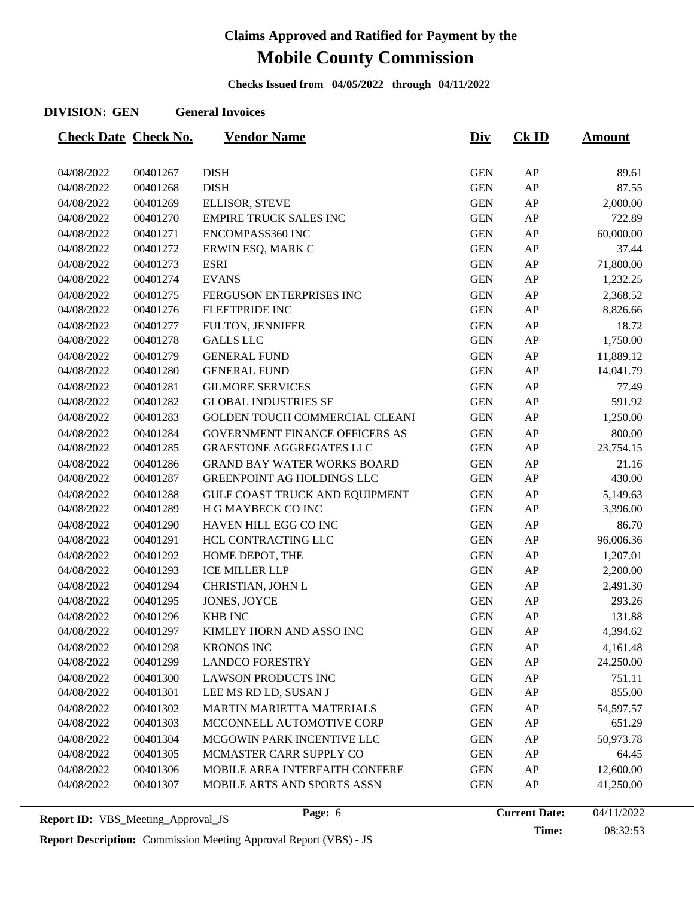# Claims Approved and Ratified for Payment by the

# Mobile County Commission

**Checks Issued from 04/05/2022 through 04/11/2022**

**DIVISION: GEN** **General Invoices**

| Check Date | Check No. | Vendor Name | Div | Ck ID | Amount |
|---|---|---|---|---|---|
| 04/08/2022 | 00401267 | DISH | GEN | AP | 89.61 |
| 04/08/2022 | 00401268 | DISH | GEN | AP | 87.55 |
| 04/08/2022 | 00401269 | ELLISOR, STEVE | GEN | AP | 2,000.00 |
| 04/08/2022 | 00401270 | EMPIRE TRUCK SALES INC | GEN | AP | 722.89 |
| 04/08/2022 | 00401271 | ENCOMPASS360 INC | GEN | AP | 60,000.00 |
| 04/08/2022 | 00401272 | ERWIN ESQ, MARK C | GEN | AP | 37.44 |
| 04/08/2022 | 00401273 | ESRI | GEN | AP | 71,800.00 |
| 04/08/2022 | 00401274 | EVANS | GEN | AP | 1,232.25 |
| 04/08/2022 | 00401275 | FERGUSON ENTERPRISES INC | GEN | AP | 2,368.52 |
| 04/08/2022 | 00401276 | FLEETPRIDE INC | GEN | AP | 8,826.66 |
| 04/08/2022 | 00401277 | FULTON, JENNIFER | GEN | AP | 18.72 |
| 04/08/2022 | 00401278 | GALLS LLC | GEN | AP | 1,750.00 |
| 04/08/2022 | 00401279 | GENERAL FUND | GEN | AP | 11,889.12 |
| 04/08/2022 | 00401280 | GENERAL FUND | GEN | AP | 14,041.79 |
| 04/08/2022 | 00401281 | GILMORE SERVICES | GEN | AP | 77.49 |
| 04/08/2022 | 00401282 | GLOBAL INDUSTRIES SE | GEN | AP | 591.92 |
| 04/08/2022 | 00401283 | GOLDEN TOUCH COMMERCIAL CLEANI | GEN | AP | 1,250.00 |
| 04/08/2022 | 00401284 | GOVERNMENT FINANCE OFFICERS AS | GEN | AP | 800.00 |
| 04/08/2022 | 00401285 | GRAESTONE AGGREGATES LLC | GEN | AP | 23,754.15 |
| 04/08/2022 | 00401286 | GRAND BAY WATER WORKS BOARD | GEN | AP | 21.16 |
| 04/08/2022 | 00401287 | GREENPOINT AG HOLDINGS LLC | GEN | AP | 430.00 |
| 04/08/2022 | 00401288 | GULF COAST TRUCK AND EQUIPMENT | GEN | AP | 5,149.63 |
| 04/08/2022 | 00401289 | H G MAYBECK CO INC | GEN | AP | 3,396.00 |
| 04/08/2022 | 00401290 | HAVEN HILL EGG CO INC | GEN | AP | 86.70 |
| 04/08/2022 | 00401291 | HCL CONTRACTING LLC | GEN | AP | 96,006.36 |
| 04/08/2022 | 00401292 | HOME DEPOT, THE | GEN | AP | 1,207.01 |
| 04/08/2022 | 00401293 | ICE MILLER LLP | GEN | AP | 2,200.00 |
| 04/08/2022 | 00401294 | CHRISTIAN, JOHN L | GEN | AP | 2,491.30 |
| 04/08/2022 | 00401295 | JONES, JOYCE | GEN | AP | 293.26 |
| 04/08/2022 | 00401296 | KHB INC | GEN | AP | 131.88 |
| 04/08/2022 | 00401297 | KIMLEY HORN AND ASSO INC | GEN | AP | 4,394.62 |
| 04/08/2022 | 00401298 | KRONOS INC | GEN | AP | 4,161.48 |
| 04/08/2022 | 00401299 | LANDCO FORESTRY | GEN | AP | 24,250.00 |
| 04/08/2022 | 00401300 | LAWSON PRODUCTS INC | GEN | AP | 751.11 |
| 04/08/2022 | 00401301 | LEE MS RD LD, SUSAN J | GEN | AP | 855.00 |
| 04/08/2022 | 00401302 | MARTIN MARIETTA MATERIALS | GEN | AP | 54,597.57 |
| 04/08/2022 | 00401303 | MCCONNELL AUTOMOTIVE CORP | GEN | AP | 651.29 |
| 04/08/2022 | 00401304 | MCGOWIN PARK INCENTIVE LLC | GEN | AP | 50,973.78 |
| 04/08/2022 | 00401305 | MCMASTER CARR SUPPLY CO | GEN | AP | 64.45 |
| 04/08/2022 | 00401306 | MOBILE AREA INTERFAITH CONFERE | GEN | AP | 12,600.00 |
| 04/08/2022 | 00401307 | MOBILE ARTS AND SPORTS ASSN | GEN | AP | 41,250.00 |

**Report ID:** VBS_Meeting_Approval_JS

**Current Date:** 04/11/2022

**Time:** 08:32:53

**Report Description:** Commission Meeting Approval Report (VBS) - JS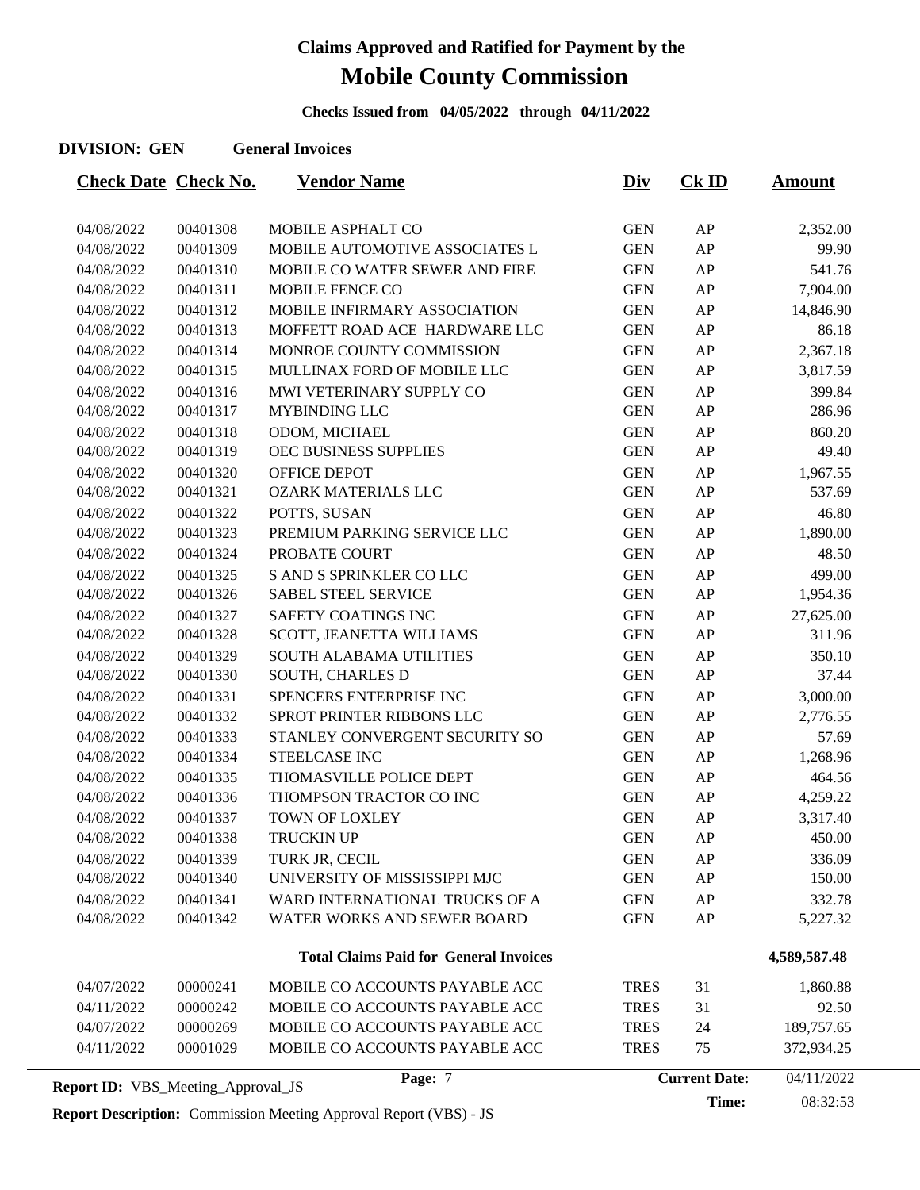# Claims Approved and Ratified for Payment by the

# Mobile County Commission

**Checks Issued from 04/05/2022 through 04/11/2022**

**DIVISION: GEN General Invoices**

| Check Date | Check No. | Vendor Name | Div | Ck ID | Amount |
|---|---|---|---|---|---|
| 04/08/2022 | 00401308 | MOBILE ASPHALT CO | GEN | AP | 2,352.00 |
| 04/08/2022 | 00401309 | MOBILE AUTOMOTIVE ASSOCIATES L | GEN | AP | 99.90 |
| 04/08/2022 | 00401310 | MOBILE CO WATER SEWER AND FIRE | GEN | AP | 541.76 |
| 04/08/2022 | 00401311 | MOBILE FENCE CO | GEN | AP | 7,904.00 |
| 04/08/2022 | 00401312 | MOBILE INFIRMARY ASSOCIATION | GEN | AP | 14,846.90 |
| 04/08/2022 | 00401313 | MOFFETT ROAD ACE HARDWARE LLC | GEN | AP | 86.18 |
| 04/08/2022 | 00401314 | MONROE COUNTY COMMISSION | GEN | AP | 2,367.18 |
| 04/08/2022 | 00401315 | MULLINAX FORD OF MOBILE LLC | GEN | AP | 3,817.59 |
| 04/08/2022 | 00401316 | MWI VETERINARY SUPPLY CO | GEN | AP | 399.84 |
| 04/08/2022 | 00401317 | MYBINDING LLC | GEN | AP | 286.96 |
| 04/08/2022 | 00401318 | ODOM, MICHAEL | GEN | AP | 860.20 |
| 04/08/2022 | 00401319 | OEC BUSINESS SUPPLIES | GEN | AP | 49.40 |
| 04/08/2022 | 00401320 | OFFICE DEPOT | GEN | AP | 1,967.55 |
| 04/08/2022 | 00401321 | OZARK MATERIALS LLC | GEN | AP | 537.69 |
| 04/08/2022 | 00401322 | POTTS, SUSAN | GEN | AP | 46.80 |
| 04/08/2022 | 00401323 | PREMIUM PARKING SERVICE LLC | GEN | AP | 1,890.00 |
| 04/08/2022 | 00401324 | PROBATE COURT | GEN | AP | 48.50 |
| 04/08/2022 | 00401325 | S AND S SPRINKLER CO LLC | GEN | AP | 499.00 |
| 04/08/2022 | 00401326 | SABEL STEEL SERVICE | GEN | AP | 1,954.36 |
| 04/08/2022 | 00401327 | SAFETY COATINGS INC | GEN | AP | 27,625.00 |
| 04/08/2022 | 00401328 | SCOTT, JEANETTA WILLIAMS | GEN | AP | 311.96 |
| 04/08/2022 | 00401329 | SOUTH ALABAMA UTILITIES | GEN | AP | 350.10 |
| 04/08/2022 | 00401330 | SOUTH, CHARLES D | GEN | AP | 37.44 |
| 04/08/2022 | 00401331 | SPENCERS ENTERPRISE INC | GEN | AP | 3,000.00 |
| 04/08/2022 | 00401332 | SPROT PRINTER RIBBONS LLC | GEN | AP | 2,776.55 |
| 04/08/2022 | 00401333 | STANLEY CONVERGENT SECURITY SO | GEN | AP | 57.69 |
| 04/08/2022 | 00401334 | STEELCASE INC | GEN | AP | 1,268.96 |
| 04/08/2022 | 00401335 | THOMASVILLE POLICE DEPT | GEN | AP | 464.56 |
| 04/08/2022 | 00401336 | THOMPSON TRACTOR CO INC | GEN | AP | 4,259.22 |
| 04/08/2022 | 00401337 | TOWN OF LOXLEY | GEN | AP | 3,317.40 |
| 04/08/2022 | 00401338 | TRUCKIN UP | GEN | AP | 450.00 |
| 04/08/2022 | 00401339 | TURK JR, CECIL | GEN | AP | 336.09 |
| 04/08/2022 | 00401340 | UNIVERSITY OF MISSISSIPPI MJC | GEN | AP | 150.00 |
| 04/08/2022 | 00401341 | WARD INTERNATIONAL TRUCKS OF A | GEN | AP | 332.78 |
| 04/08/2022 | 00401342 | WATER WORKS AND SEWER BOARD | GEN | AP | 5,227.32 |
| | | **Total Claims Paid for General Invoices** | | | **4,589,587.48** |
| 04/07/2022 | 00000241 | MOBILE CO ACCOUNTS PAYABLE ACC | TRES | 31 | 1,860.88 |
| 04/11/2022 | 00000242 | MOBILE CO ACCOUNTS PAYABLE ACC | TRES | 31 | 92.50 |
| 04/07/2022 | 00000269 | MOBILE CO ACCOUNTS PAYABLE ACC | TRES | 24 | 189,757.65 |
| 04/11/2022 | 00001029 | MOBILE CO ACCOUNTS PAYABLE ACC | TRES | 75 | 372,934.25 |

**Report ID:** VBS_Meeting_Approval_JS

**Current Date:** 04/11/2022

**Time:** 08:32:53

**Report Description:** Commission Meeting Approval Report (VBS) - JS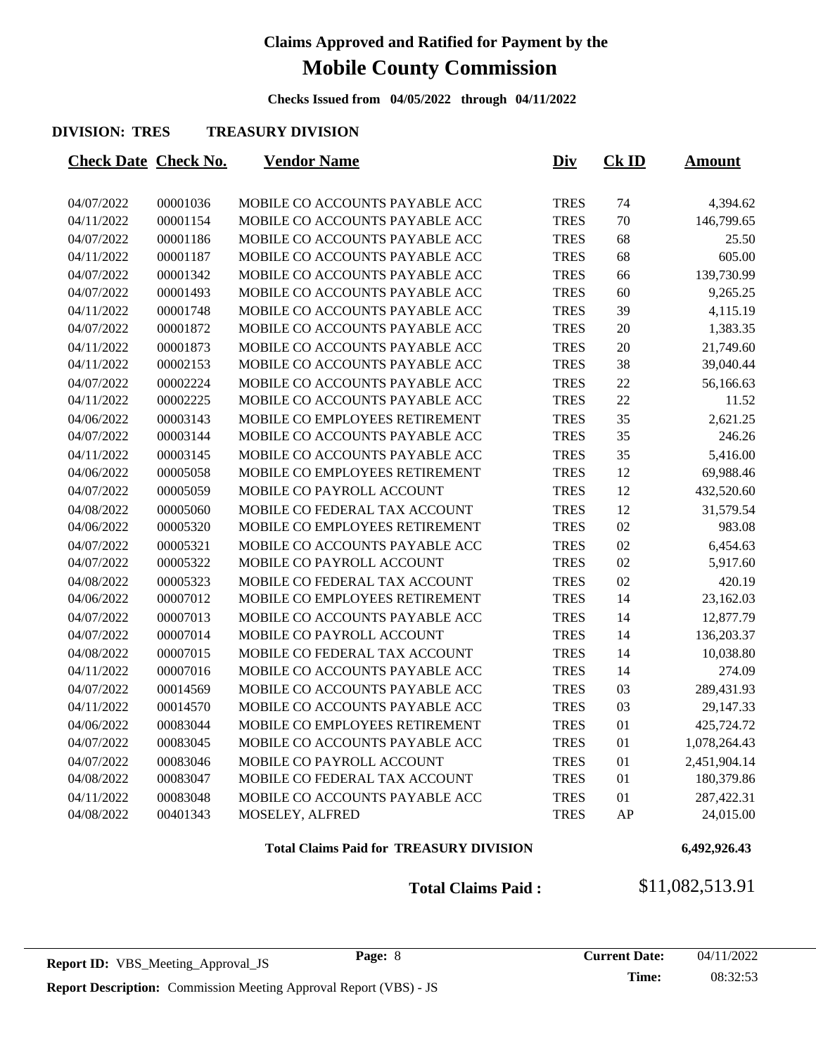# Claims Approved and Ratified for Payment by the

# Mobile County Commission

**Checks Issued from 04/05/2022 through 04/11/2022**

**DIVISION: TRES TREASURY DIVISION**

| Check Date | Check No. | Vendor Name | Div | Ck ID | Amount |
|---|---|---|---|---|---|
| 04/07/2022 | 00001036 | MOBILE CO ACCOUNTS PAYABLE ACC | TRES | 74 | 4,394.62 |
| 04/11/2022 | 00001154 | MOBILE CO ACCOUNTS PAYABLE ACC | TRES | 70 | 146,799.65 |
| 04/07/2022 | 00001186 | MOBILE CO ACCOUNTS PAYABLE ACC | TRES | 68 | 25.50 |
| 04/11/2022 | 00001187 | MOBILE CO ACCOUNTS PAYABLE ACC | TRES | 68 | 605.00 |
| 04/07/2022 | 00001342 | MOBILE CO ACCOUNTS PAYABLE ACC | TRES | 66 | 139,730.99 |
| 04/07/2022 | 00001493 | MOBILE CO ACCOUNTS PAYABLE ACC | TRES | 60 | 9,265.25 |
| 04/11/2022 | 00001748 | MOBILE CO ACCOUNTS PAYABLE ACC | TRES | 39 | 4,115.19 |
| 04/07/2022 | 00001872 | MOBILE CO ACCOUNTS PAYABLE ACC | TRES | 20 | 1,383.35 |
| 04/11/2022 | 00001873 | MOBILE CO ACCOUNTS PAYABLE ACC | TRES | 20 | 21,749.60 |
| 04/11/2022 | 00002153 | MOBILE CO ACCOUNTS PAYABLE ACC | TRES | 38 | 39,040.44 |
| 04/07/2022 | 00002224 | MOBILE CO ACCOUNTS PAYABLE ACC | TRES | 22 | 56,166.63 |
| 04/11/2022 | 00002225 | MOBILE CO ACCOUNTS PAYABLE ACC | TRES | 22 | 11.52 |
| 04/06/2022 | 00003143 | MOBILE CO EMPLOYEES RETIREMENT | TRES | 35 | 2,621.25 |
| 04/07/2022 | 00003144 | MOBILE CO ACCOUNTS PAYABLE ACC | TRES | 35 | 246.26 |
| 04/11/2022 | 00003145 | MOBILE CO ACCOUNTS PAYABLE ACC | TRES | 35 | 5,416.00 |
| 04/06/2022 | 00005058 | MOBILE CO EMPLOYEES RETIREMENT | TRES | 12 | 69,988.46 |
| 04/07/2022 | 00005059 | MOBILE CO PAYROLL ACCOUNT | TRES | 12 | 432,520.60 |
| 04/08/2022 | 00005060 | MOBILE CO FEDERAL TAX ACCOUNT | TRES | 12 | 31,579.54 |
| 04/06/2022 | 00005320 | MOBILE CO EMPLOYEES RETIREMENT | TRES | 02 | 983.08 |
| 04/07/2022 | 00005321 | MOBILE CO ACCOUNTS PAYABLE ACC | TRES | 02 | 6,454.63 |
| 04/07/2022 | 00005322 | MOBILE CO PAYROLL ACCOUNT | TRES | 02 | 5,917.60 |
| 04/08/2022 | 00005323 | MOBILE CO FEDERAL TAX ACCOUNT | TRES | 02 | 420.19 |
| 04/06/2022 | 00007012 | MOBILE CO EMPLOYEES RETIREMENT | TRES | 14 | 23,162.03 |
| 04/07/2022 | 00007013 | MOBILE CO ACCOUNTS PAYABLE ACC | TRES | 14 | 12,877.79 |
| 04/07/2022 | 00007014 | MOBILE CO PAYROLL ACCOUNT | TRES | 14 | 136,203.37 |
| 04/08/2022 | 00007015 | MOBILE CO FEDERAL TAX ACCOUNT | TRES | 14 | 10,038.80 |
| 04/11/2022 | 00007016 | MOBILE CO ACCOUNTS PAYABLE ACC | TRES | 14 | 274.09 |
| 04/07/2022 | 00014569 | MOBILE CO ACCOUNTS PAYABLE ACC | TRES | 03 | 289,431.93 |
| 04/11/2022 | 00014570 | MOBILE CO ACCOUNTS PAYABLE ACC | TRES | 03 | 29,147.33 |
| 04/06/2022 | 00083044 | MOBILE CO EMPLOYEES RETIREMENT | TRES | 01 | 425,724.72 |
| 04/07/2022 | 00083045 | MOBILE CO ACCOUNTS PAYABLE ACC | TRES | 01 | 1,078,264.43 |
| 04/07/2022 | 00083046 | MOBILE CO PAYROLL ACCOUNT | TRES | 01 | 2,451,904.14 |
| 04/08/2022 | 00083047 | MOBILE CO FEDERAL TAX ACCOUNT | TRES | 01 | 180,379.86 |
| 04/11/2022 | 00083048 | MOBILE CO ACCOUNTS PAYABLE ACC | TRES | 01 | 287,422.31 |
| 04/08/2022 | 00401343 | MOSELEY, ALFRED | TRES | AP | 24,015.00 |

**Total Claims Paid for TREASURY DIVISION** **6,492,926.43**

**Total Claims Paid :** $11,082,513.91

**Report ID:** VBS_Meeting_Approval_JS

**Report Description:** Commission Meeting Approval Report (VBS) - JS

**Current Date:** 04/11/2022

**Time:** 08:32:53